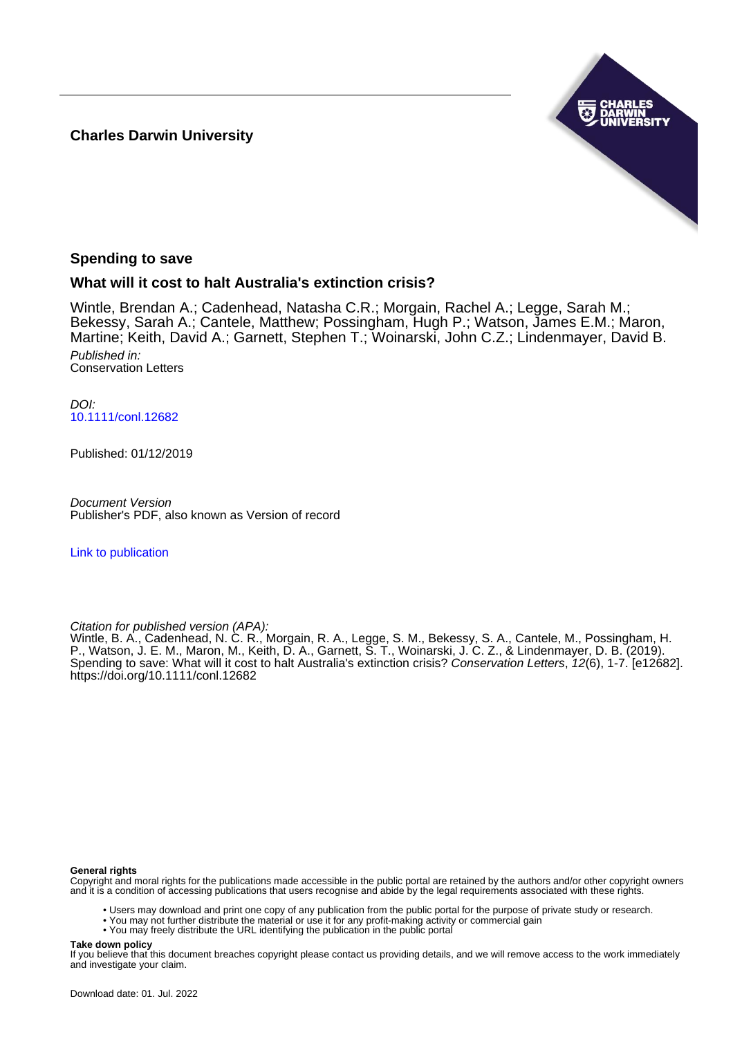**Charles Darwin University**

## Spending to save

### What will it cost to halt Australia's extinction crisis?

Wintle, Brendan A.; Cadenhead, Natasha C.R.; Morgain, Rachel A.; Legge, Sarah M.; Bekessy, Sarah A.; Cantele, Matthew; Possingham, Hugh P.; Watson, James E.M.; Maron, Martine; Keith, David A.; Garnett, Stephen T.; Woinarski, John C.Z.; Lindenmayer, David B.

*Published in:*
Conservation Letters

*DOI:*
10.1111/conl.12682

Published: 01/12/2019

*Document Version*
Publisher's PDF, also known as Version of record

Link to publication

*Citation for published version (APA):*
Wintle, B. A., Cadenhead, N. C. R., Morgain, R. A., Legge, S. M., Bekessy, S. A., Cantele, M., Possingham, H. P., Watson, J. E. M., Maron, M., Keith, D. A., Garnett, S. T., Woinarski, J. C. Z., & Lindenmayer, D. B. (2019). Spending to save: What will it cost to halt Australia's extinction crisis? *Conservation Letters*, *12*(6), 1-7. [e12682]. https://doi.org/10.1111/conl.12682

**General rights**
Copyright and moral rights for the publications made accessible in the public portal are retained by the authors and/or other copyright owners and it is a condition of accessing publications that users recognise and abide by the legal requirements associated with these rights.

- Users may download and print one copy of any publication from the public portal for the purpose of private study or research.
- You may not further distribute the material or use it for any profit-making activity or commercial gain
- You may freely distribute the URL identifying the publication in the public portal

**Take down policy**
If you believe that this document breaches copyright please contact us providing details, and we will remove access to the work immediately and investigate your claim.

Download date: 01. Jul. 2022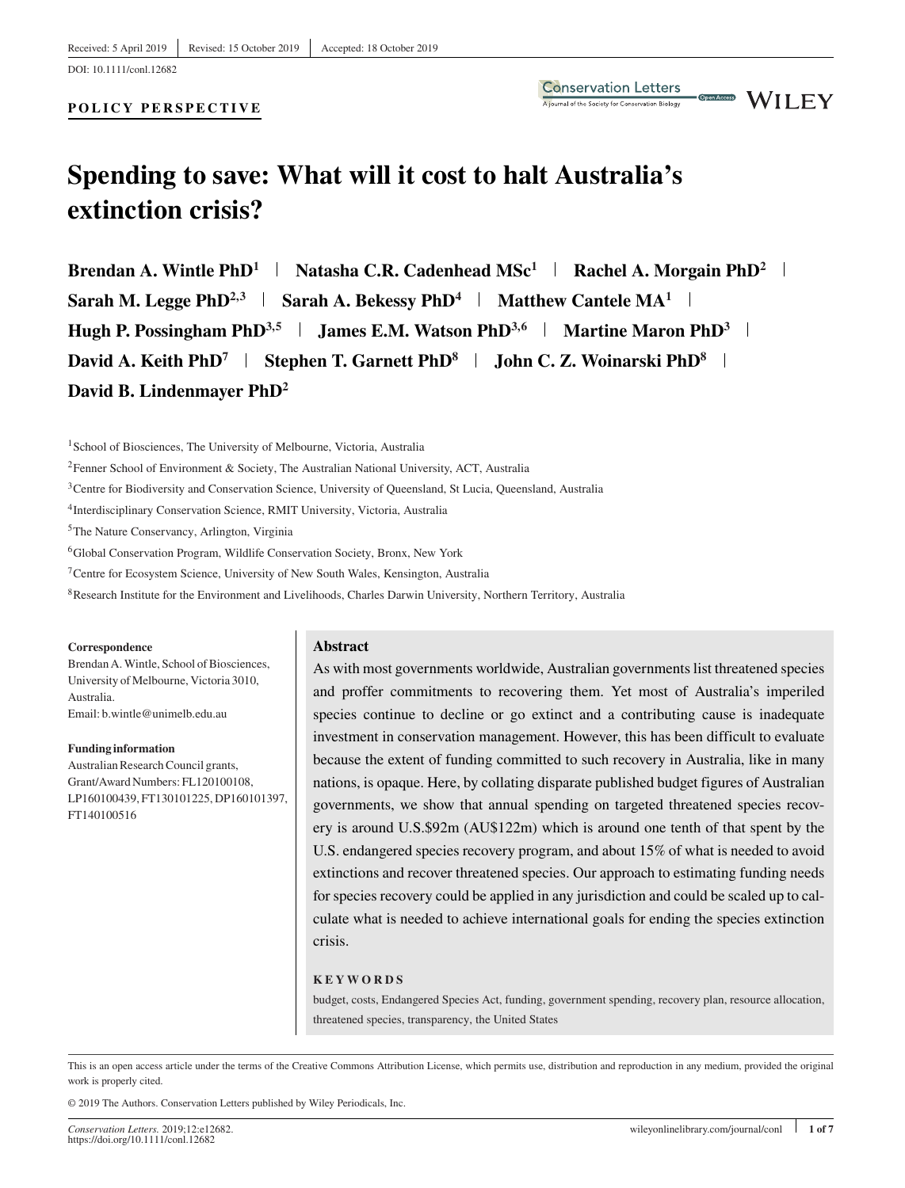Received: 5 April 2019 | Revised: 15 October 2019 | Accepted: 18 October 2019

DOI: 10.1111/conl.12682

**POLICY PERSPECTIVE**

# Spending to save: What will it cost to halt Australia's extinction crisis?

**Brendan A. Wintle PhD**[1] | **Natasha C.R. Cadenhead MSc**[1] | **Rachel A. Morgain PhD**[2] | **Sarah M. Legge PhD**[2,3] | **Sarah A. Bekessy PhD**[4] | **Matthew Cantele MA**[1] | **Hugh P. Possingham PhD**[3,5] | **James E.M. Watson PhD**[3,6] | **Martine Maron PhD**[3] | **David A. Keith PhD**[7] | **Stephen T. Garnett PhD**[8] | **John C. Z. Woinarski PhD**[8] | **David B. Lindenmayer PhD**[2]

[1]School of Biosciences, The University of Melbourne, Victoria, Australia

[2]Fenner School of Environment & Society, The Australian National University, ACT, Australia

[3]Centre for Biodiversity and Conservation Science, University of Queensland, St Lucia, Queensland, Australia

[4]Interdisciplinary Conservation Science, RMIT University, Victoria, Australia

[5]The Nature Conservancy, Arlington, Virginia

[6]Global Conservation Program, Wildlife Conservation Society, Bronx, New York

[7]Centre for Ecosystem Science, University of New South Wales, Kensington, Australia

[8]Research Institute for the Environment and Livelihoods, Charles Darwin University, Northern Territory, Australia

**Correspondence**
Brendan A. Wintle, School of Biosciences, University of Melbourne, Victoria 3010, Australia.
Email: b.wintle@unimelb.edu.au

**Funding information**
Australian Research Council grants, Grant/Award Numbers: FL120100108, LP160100439, FT130101225, DP160101397, FT140100516

## Abstract

As with most governments worldwide, Australian governments list threatened species and proffer commitments to recovering them. Yet most of Australia's imperiled species continue to decline or go extinct and a contributing cause is inadequate investment in conservation management. However, this has been difficult to evaluate because the extent of funding committed to such recovery in Australia, like in many nations, is opaque. Here, by collating disparate published budget figures of Australian governments, we show that annual spending on targeted threatened species recovery is around U.S.$92m (AU$122m) which is around one tenth of that spent by the U.S. endangered species recovery program, and about 15% of what is needed to avoid extinctions and recover threatened species. Our approach to estimating funding needs for species recovery could be applied in any jurisdiction and could be scaled up to calculate what is needed to achieve international goals for ending the species extinction crisis.

**KEYWORDS**

budget, costs, Endangered Species Act, funding, government spending, recovery plan, resource allocation, threatened species, transparency, the United States

This is an open access article under the terms of the Creative Commons Attribution License, which permits use, distribution and reproduction in any medium, provided the original work is properly cited.

© 2019 The Authors. Conservation Letters published by Wiley Periodicals, Inc.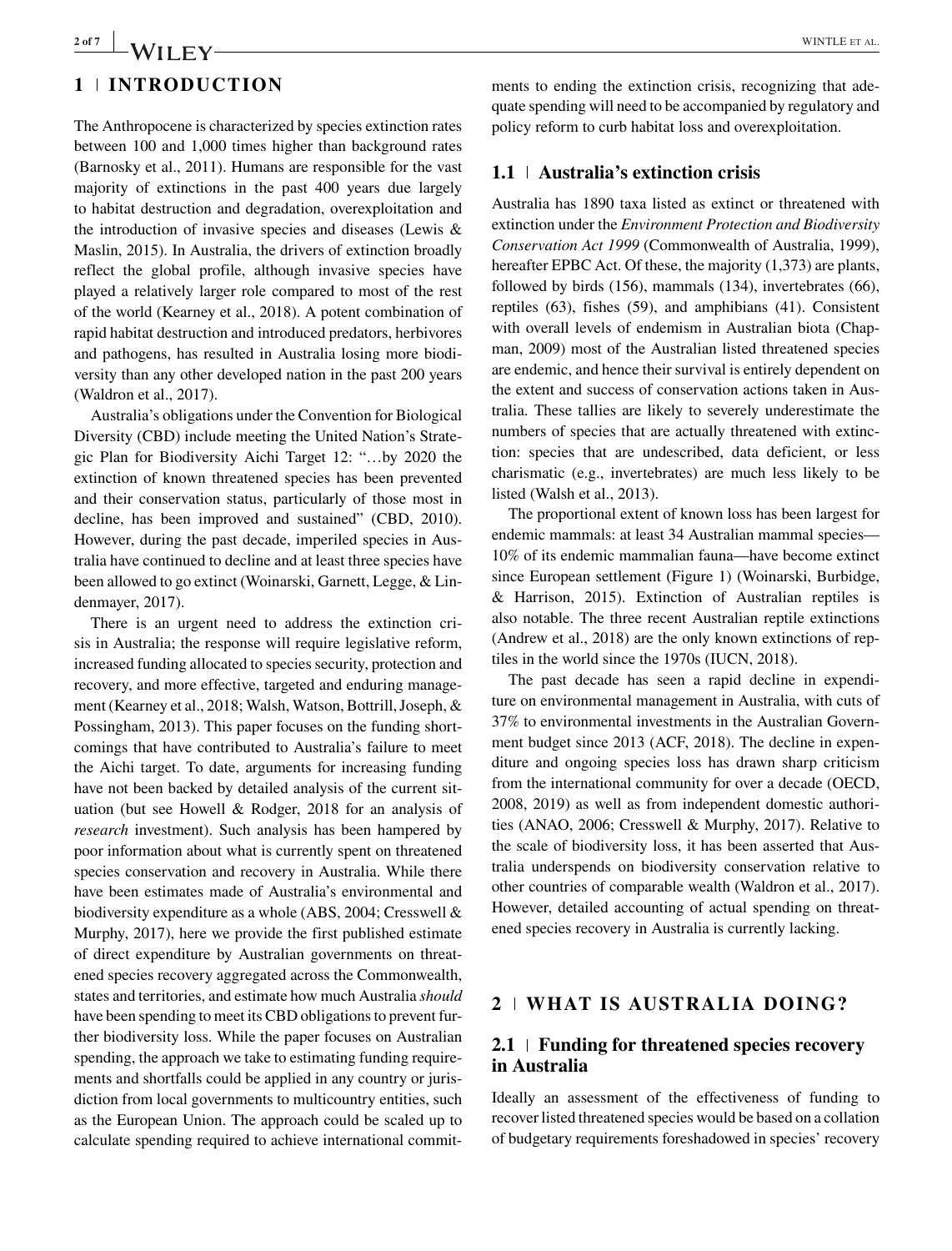## 1 | INTRODUCTION

The Anthropocene is characterized by species extinction rates between 100 and 1,000 times higher than background rates (Barnosky et al., 2011). Humans are responsible for the vast majority of extinctions in the past 400 years due largely to habitat destruction and degradation, overexploitation and the introduction of invasive species and diseases (Lewis & Maslin, 2015). In Australia, the drivers of extinction broadly reflect the global profile, although invasive species have played a relatively larger role compared to most of the rest of the world (Kearney et al., 2018). A potent combination of rapid habitat destruction and introduced predators, herbivores and pathogens, has resulted in Australia losing more biodiversity than any other developed nation in the past 200 years (Waldron et al., 2017).

Australia's obligations under the Convention for Biological Diversity (CBD) include meeting the United Nation's Strategic Plan for Biodiversity Aichi Target 12: "…by 2020 the extinction of known threatened species has been prevented and their conservation status, particularly of those most in decline, has been improved and sustained" (CBD, 2010). However, during the past decade, imperiled species in Australia have continued to decline and at least three species have been allowed to go extinct (Woinarski, Garnett, Legge, & Lindenmayer, 2017).

There is an urgent need to address the extinction crisis in Australia; the response will require legislative reform, increased funding allocated to species security, protection and recovery, and more effective, targeted and enduring management (Kearney et al., 2018; Walsh, Watson, Bottrill, Joseph, & Possingham, 2013). This paper focuses on the funding shortcomings that have contributed to Australia's failure to meet the Aichi target. To date, arguments for increasing funding have not been backed by detailed analysis of the current situation (but see Howell & Rodger, 2018 for an analysis of *research* investment). Such analysis has been hampered by poor information about what is currently spent on threatened species conservation and recovery in Australia. While there have been estimates made of Australia's environmental and biodiversity expenditure as a whole (ABS, 2004; Cresswell & Murphy, 2017), here we provide the first published estimate of direct expenditure by Australian governments on threatened species recovery aggregated across the Commonwealth, states and territories, and estimate how much Australia *should* have been spending to meet its CBD obligations to prevent further biodiversity loss. While the paper focuses on Australian spending, the approach we take to estimating funding requirements and shortfalls could be applied in any country or jurisdiction from local governments to multicountry entities, such as the European Union. The approach could be scaled up to calculate spending required to achieve international commitments to ending the extinction crisis, recognizing that adequate spending will need to be accompanied by regulatory and policy reform to curb habitat loss and overexploitation.

### 1.1 | Australia's extinction crisis

Australia has 1890 taxa listed as extinct or threatened with extinction under the *Environment Protection and Biodiversity Conservation Act 1999* (Commonwealth of Australia, 1999), hereafter EPBC Act. Of these, the majority (1,373) are plants, followed by birds (156), mammals (134), invertebrates (66), reptiles (63), fishes (59), and amphibians (41). Consistent with overall levels of endemism in Australian biota (Chapman, 2009) most of the Australian listed threatened species are endemic, and hence their survival is entirely dependent on the extent and success of conservation actions taken in Australia. These tallies are likely to severely underestimate the numbers of species that are actually threatened with extinction: species that are undescribed, data deficient, or less charismatic (e.g., invertebrates) are much less likely to be listed (Walsh et al., 2013).

The proportional extent of known loss has been largest for endemic mammals: at least 34 Australian mammal species—10% of its endemic mammalian fauna—have become extinct since European settlement (Figure 1) (Woinarski, Burbidge, & Harrison, 2015). Extinction of Australian reptiles is also notable. The three recent Australian reptile extinctions (Andrew et al., 2018) are the only known extinctions of reptiles in the world since the 1970s (IUCN, 2018).

The past decade has seen a rapid decline in expenditure on environmental management in Australia, with cuts of 37% to environmental investments in the Australian Government budget since 2013 (ACF, 2018). The decline in expenditure and ongoing species loss has drawn sharp criticism from the international community for over a decade (OECD, 2008, 2019) as well as from independent domestic authorities (ANAO, 2006; Cresswell & Murphy, 2017). Relative to the scale of biodiversity loss, it has been asserted that Australia underspends on biodiversity conservation relative to other countries of comparable wealth (Waldron et al., 2017). However, detailed accounting of actual spending on threatened species recovery in Australia is currently lacking.

## 2 | WHAT IS AUSTRALIA DOING?

### 2.1 | Funding for threatened species recovery in Australia

Ideally an assessment of the effectiveness of funding to recover listed threatened species would be based on a collation of budgetary requirements foreshadowed in species' recovery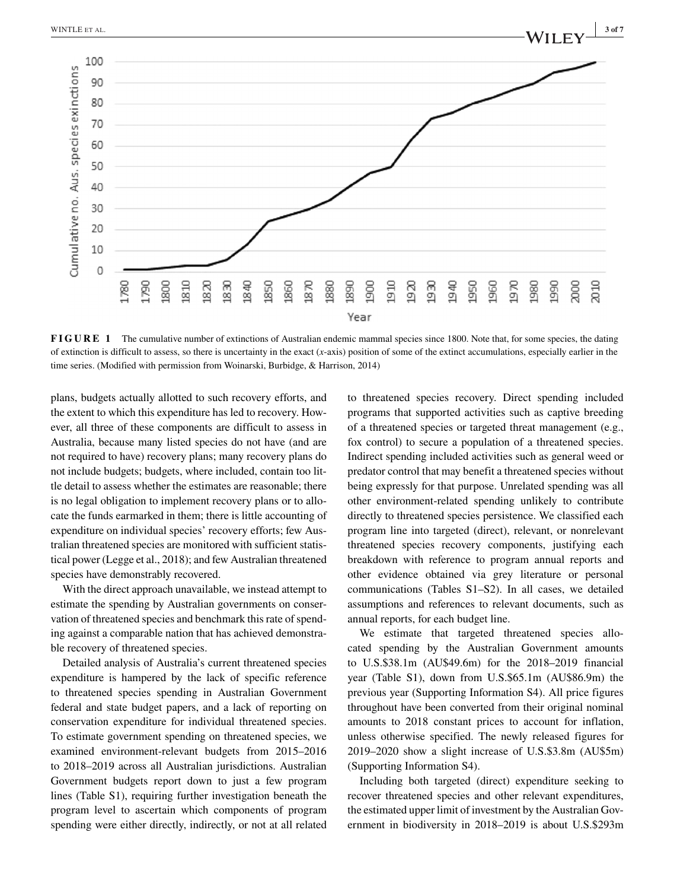**FIGURE 1** The cumulative number of extinctions of Australian endemic mammal species since 1800. Note that, for some species, the dating of extinction is difficult to assess, so there is uncertainty in the exact (*x*-axis) position of some of the extinct accumulations, especially earlier in the time series. (Modified with permission from Woinarski, Burbidge, & Harrison, 2014)

plans, budgets actually allotted to such recovery efforts, and the extent to which this expenditure has led to recovery. However, all three of these components are difficult to assess in Australia, because many listed species do not have (and are not required to have) recovery plans; many recovery plans do not include budgets; budgets, where included, contain too little detail to assess whether the estimates are reasonable; there is no legal obligation to implement recovery plans or to allocate the funds earmarked in them; there is little accounting of expenditure on individual species' recovery efforts; few Australian threatened species are monitored with sufficient statistical power (Legge et al., 2018); and few Australian threatened species have demonstrably recovered.

With the direct approach unavailable, we instead attempt to estimate the spending by Australian governments on conservation of threatened species and benchmark this rate of spending against a comparable nation that has achieved demonstrable recovery of threatened species.

Detailed analysis of Australia's current threatened species expenditure is hampered by the lack of specific reference to threatened species spending in Australian Government federal and state budget papers, and a lack of reporting on conservation expenditure for individual threatened species. To estimate government spending on threatened species, we examined environment-relevant budgets from 2015–2016 to 2018–2019 across all Australian jurisdictions. Australian Government budgets report down to just a few program lines (Table S1), requiring further investigation beneath the program level to ascertain which components of program spending were either directly, indirectly, or not at all related to threatened species recovery. Direct spending included programs that supported activities such as captive breeding of a threatened species or targeted threat management (e.g., fox control) to secure a population of a threatened species. Indirect spending included activities such as general weed or predator control that may benefit a threatened species without being expressly for that purpose. Unrelated spending was all other environment-related spending unlikely to contribute directly to threatened species persistence. We classified each program line into targeted (direct), relevant, or nonrelevant threatened species recovery components, justifying each breakdown with reference to program annual reports and other evidence obtained via grey literature or personal communications (Tables S1–S2). In all cases, we detailed assumptions and references to relevant documents, such as annual reports, for each budget line.

We estimate that targeted threatened species allocated spending by the Australian Government amounts to U.S.$38.1m (AU$49.6m) for the 2018–2019 financial year (Table S1), down from U.S.$65.1m (AU$86.9m) the previous year (Supporting Information S4). All price figures throughout have been converted from their original nominal amounts to 2018 constant prices to account for inflation, unless otherwise specified. The newly released figures for 2019–2020 show a slight increase of U.S.$3.8m (AU$5m) (Supporting Information S4).

Including both targeted (direct) expenditure seeking to recover threatened species and other relevant expenditures, the estimated upper limit of investment by the Australian Government in biodiversity in 2018–2019 is about U.S.$293m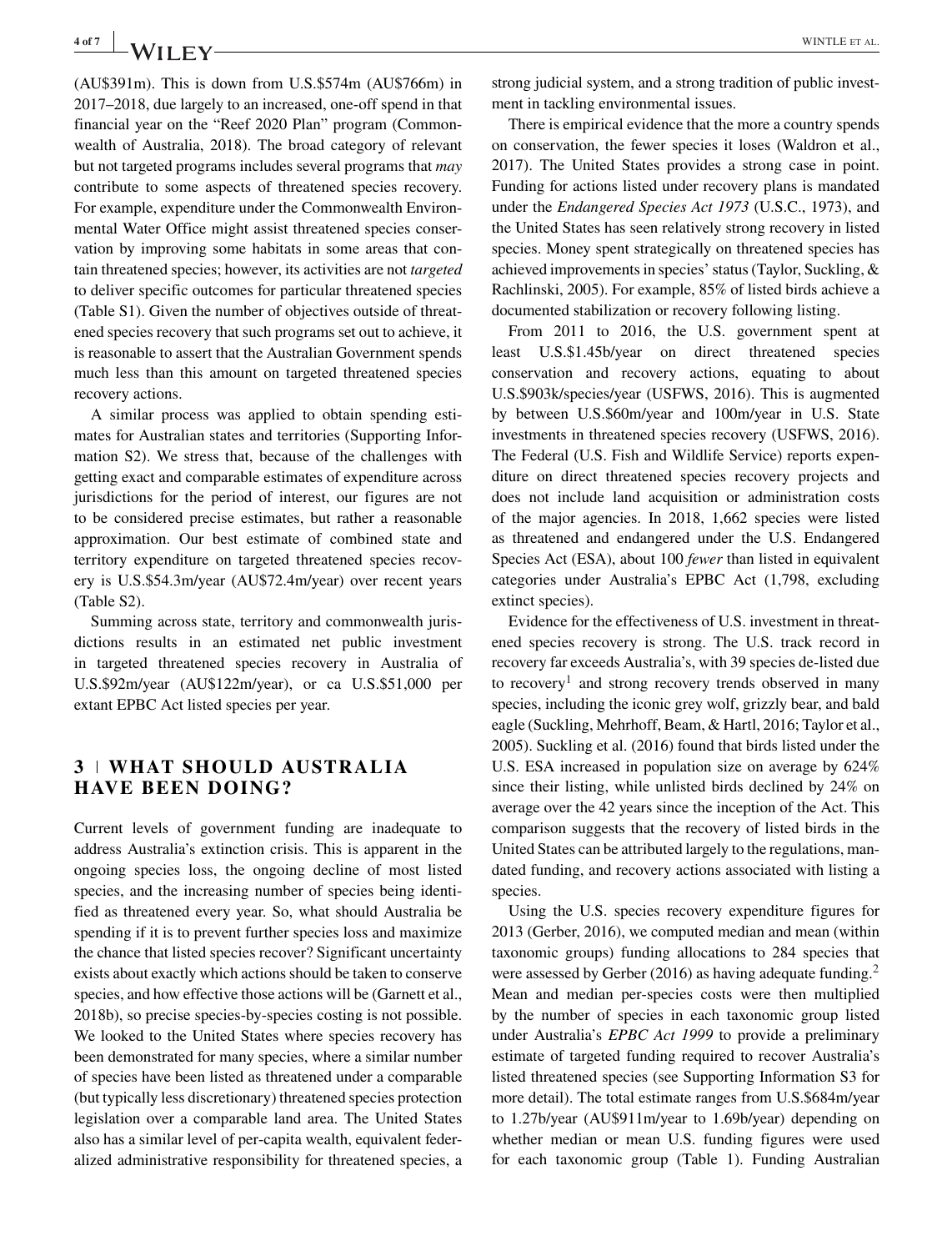(AU$391m). This is down from U.S.$574m (AU$766m) in 2017–2018, due largely to an increased, one-off spend in that financial year on the "Reef 2020 Plan" program (Commonwealth of Australia, 2018). The broad category of relevant but not targeted programs includes several programs that *may* contribute to some aspects of threatened species recovery. For example, expenditure under the Commonwealth Environmental Water Office might assist threatened species conservation by improving some habitats in some areas that contain threatened species; however, its activities are not *targeted* to deliver specific outcomes for particular threatened species (Table S1). Given the number of objectives outside of threatened species recovery that such programs set out to achieve, it is reasonable to assert that the Australian Government spends much less than this amount on targeted threatened species recovery actions.

A similar process was applied to obtain spending estimates for Australian states and territories (Supporting Information S2). We stress that, because of the challenges with getting exact and comparable estimates of expenditure across jurisdictions for the period of interest, our figures are not to be considered precise estimates, but rather a reasonable approximation. Our best estimate of combined state and territory expenditure on targeted threatened species recovery is U.S.$54.3m/year (AU$72.4m/year) over recent years (Table S2).

Summing across state, territory and commonwealth jurisdictions results in an estimated net public investment in targeted threatened species recovery in Australia of U.S.$92m/year (AU$122m/year), or ca U.S.$51,000 per extant EPBC Act listed species per year.

## 3 | WHAT SHOULD AUSTRALIA HAVE BEEN DOING?

Current levels of government funding are inadequate to address Australia's extinction crisis. This is apparent in the ongoing species loss, the ongoing decline of most listed species, and the increasing number of species being identified as threatened every year. So, what should Australia be spending if it is to prevent further species loss and maximize the chance that listed species recover? Significant uncertainty exists about exactly which actions should be taken to conserve species, and how effective those actions will be (Garnett et al., 2018b), so precise species-by-species costing is not possible. We looked to the United States where species recovery has been demonstrated for many species, where a similar number of species have been listed as threatened under a comparable (but typically less discretionary) threatened species protection legislation over a comparable land area. The United States also has a similar level of per-capita wealth, equivalent federalized administrative responsibility for threatened species, a strong judicial system, and a strong tradition of public investment in tackling environmental issues.

There is empirical evidence that the more a country spends on conservation, the fewer species it loses (Waldron et al., 2017). The United States provides a strong case in point. Funding for actions listed under recovery plans is mandated under the *Endangered Species Act 1973* (U.S.C., 1973), and the United States has seen relatively strong recovery in listed species. Money spent strategically on threatened species has achieved improvements in species' status (Taylor, Suckling, & Rachlinski, 2005). For example, 85% of listed birds achieve a documented stabilization or recovery following listing.

From 2011 to 2016, the U.S. government spent at least U.S.$1.45b/year on direct threatened species conservation and recovery actions, equating to about U.S.$903k/species/year (USFWS, 2016). This is augmented by between U.S.$60m/year and 100m/year in U.S. State investments in threatened species recovery (USFWS, 2016). The Federal (U.S. Fish and Wildlife Service) reports expenditure on direct threatened species recovery projects and does not include land acquisition or administration costs of the major agencies. In 2018, 1,662 species were listed as threatened and endangered under the U.S. Endangered Species Act (ESA), about 100 *fewer* than listed in equivalent categories under Australia's EPBC Act (1,798, excluding extinct species).

Evidence for the effectiveness of U.S. investment in threatened species recovery is strong. The U.S. track record in recovery far exceeds Australia's, with 39 species de-listed due to recovery[1] and strong recovery trends observed in many species, including the iconic grey wolf, grizzly bear, and bald eagle (Suckling, Mehrhoff, Beam, & Hartl, 2016; Taylor et al., 2005). Suckling et al. (2016) found that birds listed under the U.S. ESA increased in population size on average by 624% since their listing, while unlisted birds declined by 24% on average over the 42 years since the inception of the Act. This comparison suggests that the recovery of listed birds in the United States can be attributed largely to the regulations, mandated funding, and recovery actions associated with listing a species.

Using the U.S. species recovery expenditure figures for 2013 (Gerber, 2016), we computed median and mean (within taxonomic groups) funding allocations to 284 species that were assessed by Gerber (2016) as having adequate funding.[2] Mean and median per-species costs were then multiplied by the number of species in each taxonomic group listed under Australia's *EPBC Act 1999* to provide a preliminary estimate of targeted funding required to recover Australia's listed threatened species (see Supporting Information S3 for more detail). The total estimate ranges from U.S.$684m/year to 1.27b/year (AU$911m/year to 1.69b/year) depending on whether median or mean U.S. funding figures were used for each taxonomic group (Table 1). Funding Australian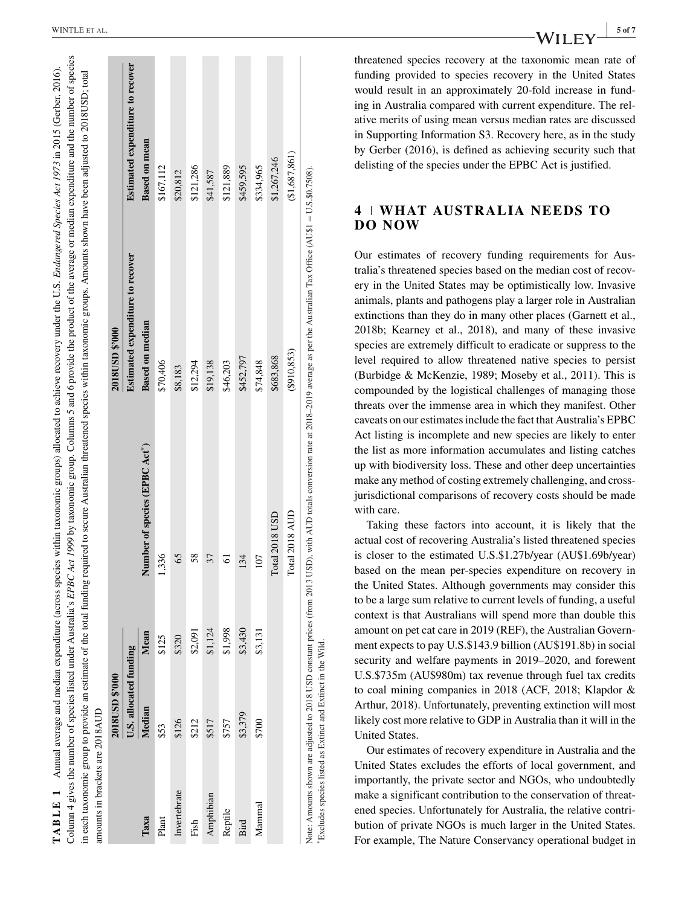**TABLE 1** Annual average and median expenditure (across species within taxonomic groups) allocated to achieve recovery under the U.S. *Endangered Species Act 1973* in 2015 (Gerber, 2016). Column 4 gives the number of species listed under Australia's *EPBC Act 1999* by taxonomic group. Columns 5 and 6 provide the product of the average or median expenditure and the number of species in each taxonomic group to provide an estimate of the total funding required to secure Australian threatened species within taxonomic groups. Amounts shown have been adjusted to 2018USD; total amounts in brackets are 2018AUD

| | 2018USD $'000 | | | 2018USD $'000 | |
|---|---|---|---|---|---|
| | U.S. allocated funding | | | Estimated expenditure to recover | Estimated expenditure to recover |
| Taxa | Median | Mean | Number of species (EPBC Act[a]) | Based on median | Based on mean |
| Plant | $53 | $125 | 1,336 | $70,406 | $167,112 |
| Invertebrate | $126 | $320 | 65 | $8,183 | $20,812 |
| Fish | $212 | $2,091 | 58 | $12,294 | $121,286 |
| Amphibian | $517 | $1,124 | 37 | $19,138 | $41,587 |
| Reptile | $757 | $1,998 | 61 | $46,203 | $121,889 |
| Bird | $3,379 | $3,430 | 134 | $452,797 | $459,595 |
| Mammal | $700 | $3,131 | 107 | $74,848 | $334,965 |
| | | | Total 2018 USD | $683,868 | $1,267,246 |
| | | | Total 2018 AUD | ($910,853) | ($1,687,861) |

Note: Amounts shown are adjusted to 2018 USD constant prices (from 2013 USD), with AUD totals conversion rate at 2018–2019 average as per the Australian Tax Office (AU$1 = U.S.$0.7508).
[a]Excludes species listed as Extinct and Extinct in the Wild.

threatened species recovery at the taxonomic mean rate of funding provided to species recovery in the United States would result in an approximately 20-fold increase in funding in Australia compared with current expenditure. The relative merits of using mean versus median rates are discussed in Supporting Information S3. Recovery here, as in the study by Gerber (2016), is defined as achieving security such that delisting of the species under the EPBC Act is justified.

## 4 | WHAT AUSTRALIA NEEDS TO DO NOW

Our estimates of recovery funding requirements for Australia's threatened species based on the median cost of recovery in the United States may be optimistically low. Invasive animals, plants and pathogens play a larger role in Australian extinctions than they do in many other places (Garnett et al., 2018b; Kearney et al., 2018), and many of these invasive species are extremely difficult to eradicate or suppress to the level required to allow threatened native species to persist (Burbidge & McKenzie, 1989; Moseby et al., 2011). This is compounded by the logistical challenges of managing those threats over the immense area in which they manifest. Other caveats on our estimates include the fact that Australia's EPBC Act listing is incomplete and new species are likely to enter the list as more information accumulates and listing catches up with biodiversity loss. These and other deep uncertainties make any method of costing extremely challenging, and cross-jurisdictional comparisons of recovery costs should be made with care.

Taking these factors into account, it is likely that the actual cost of recovering Australia's listed threatened species is closer to the estimated U.S.$1.27b/year (AU$1.69b/year) based on the mean per-species expenditure on recovery in the United States. Although governments may consider this to be a large sum relative to current levels of funding, a useful context is that Australians will spend more than double this amount on pet cat care in 2019 (REF), the Australian Government expects to pay U.S.$143.9 billion (AU$191.8b) in social security and welfare payments in 2019–2020, and forewent U.S.$735m (AU$980m) tax revenue through fuel tax credits to coal mining companies in 2018 (ACF, 2018; Klapdor & Arthur, 2018). Unfortunately, preventing extinction will most likely cost more relative to GDP in Australia than it will in the United States.

Our estimates of recovery expenditure in Australia and the United States excludes the efforts of local government, and importantly, the private sector and NGOs, who undoubtedly make a significant contribution to the conservation of threatened species. Unfortunately for Australia, the relative contribution of private NGOs is much larger in the United States. For example, The Nature Conservancy operational budget in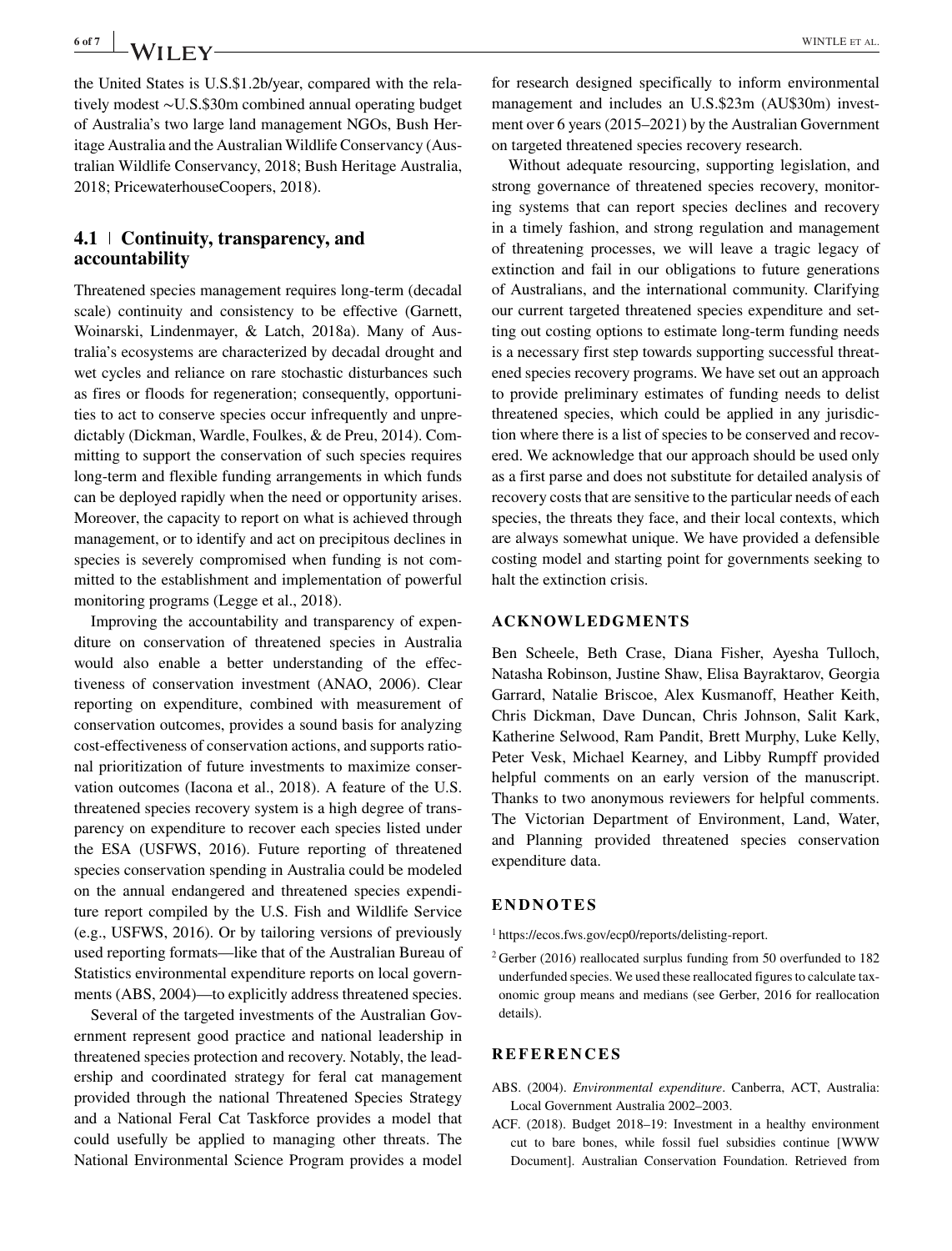the United States is U.S.$1.2b/year, compared with the relatively modest ~U.S.$30m combined annual operating budget of Australia's two large land management NGOs, Bush Heritage Australia and the Australian Wildlife Conservancy (Australian Wildlife Conservancy, 2018; Bush Heritage Australia, 2018; PricewaterhouseCoopers, 2018).

### 4.1 | Continuity, transparency, and accountability

Threatened species management requires long-term (decadal scale) continuity and consistency to be effective (Garnett, Woinarski, Lindenmayer, & Latch, 2018a). Many of Australia's ecosystems are characterized by decadal drought and wet cycles and reliance on rare stochastic disturbances such as fires or floods for regeneration; consequently, opportunities to act to conserve species occur infrequently and unpredictably (Dickman, Wardle, Foulkes, & de Preu, 2014). Committing to support the conservation of such species requires long-term and flexible funding arrangements in which funds can be deployed rapidly when the need or opportunity arises. Moreover, the capacity to report on what is achieved through management, or to identify and act on precipitous declines in species is severely compromised when funding is not committed to the establishment and implementation of powerful monitoring programs (Legge et al., 2018).

Improving the accountability and transparency of expenditure on conservation of threatened species in Australia would also enable a better understanding of the effectiveness of conservation investment (ANAO, 2006). Clear reporting on expenditure, combined with measurement of conservation outcomes, provides a sound basis for analyzing cost-effectiveness of conservation actions, and supports rational prioritization of future investments to maximize conservation outcomes (Iacona et al., 2018). A feature of the U.S. threatened species recovery system is a high degree of transparency on expenditure to recover each species listed under the ESA (USFWS, 2016). Future reporting of threatened species conservation spending in Australia could be modeled on the annual endangered and threatened species expenditure report compiled by the U.S. Fish and Wildlife Service (e.g., USFWS, 2016). Or by tailoring versions of previously used reporting formats—like that of the Australian Bureau of Statistics environmental expenditure reports on local governments (ABS, 2004)—to explicitly address threatened species.

Several of the targeted investments of the Australian Government represent good practice and national leadership in threatened species protection and recovery. Notably, the leadership and coordinated strategy for feral cat management provided through the national Threatened Species Strategy and a National Feral Cat Taskforce provides a model that could usefully be applied to managing other threats. The National Environmental Science Program provides a model for research designed specifically to inform environmental management and includes an U.S.$23m (AU$30m) investment over 6 years (2015–2021) by the Australian Government on targeted threatened species recovery research.

Without adequate resourcing, supporting legislation, and strong governance of threatened species recovery, monitoring systems that can report species declines and recovery in a timely fashion, and strong regulation and management of threatening processes, we will leave a tragic legacy of extinction and fail in our obligations to future generations of Australians, and the international community. Clarifying our current targeted threatened species expenditure and setting out costing options to estimate long-term funding needs is a necessary first step towards supporting successful threatened species recovery programs. We have set out an approach to provide preliminary estimates of funding needs to delist threatened species, which could be applied in any jurisdiction where there is a list of species to be conserved and recovered. We acknowledge that our approach should be used only as a first parse and does not substitute for detailed analysis of recovery costs that are sensitive to the particular needs of each species, the threats they face, and their local contexts, which are always somewhat unique. We have provided a defensible costing model and starting point for governments seeking to halt the extinction crisis.

## ACKNOWLEDGMENTS

Ben Scheele, Beth Crase, Diana Fisher, Ayesha Tulloch, Natasha Robinson, Justine Shaw, Elisa Bayraktarov, Georgia Garrard, Natalie Briscoe, Alex Kusmanoff, Heather Keith, Chris Dickman, Dave Duncan, Chris Johnson, Salit Kark, Katherine Selwood, Ram Pandit, Brett Murphy, Luke Kelly, Peter Vesk, Michael Kearney, and Libby Rumpff provided helpful comments on an early version of the manuscript. Thanks to two anonymous reviewers for helpful comments. The Victorian Department of Environment, Land, Water, and Planning provided threatened species conservation expenditure data.

## ENDNOTES

[1] https://ecos.fws.gov/ecp0/reports/delisting-report.

[2] Gerber (2016) reallocated surplus funding from 50 overfunded to 182 underfunded species. We used these reallocated figures to calculate taxonomic group means and medians (see Gerber, 2016 for reallocation details).

## REFERENCES

ABS. (2004). *Environmental expenditure*. Canberra, ACT, Australia: Local Government Australia 2002–2003.

ACF. (2018). Budget 2018–19: Investment in a healthy environment cut to bare bones, while fossil fuel subsidies continue [WWW Document]. Australian Conservation Foundation. Retrieved from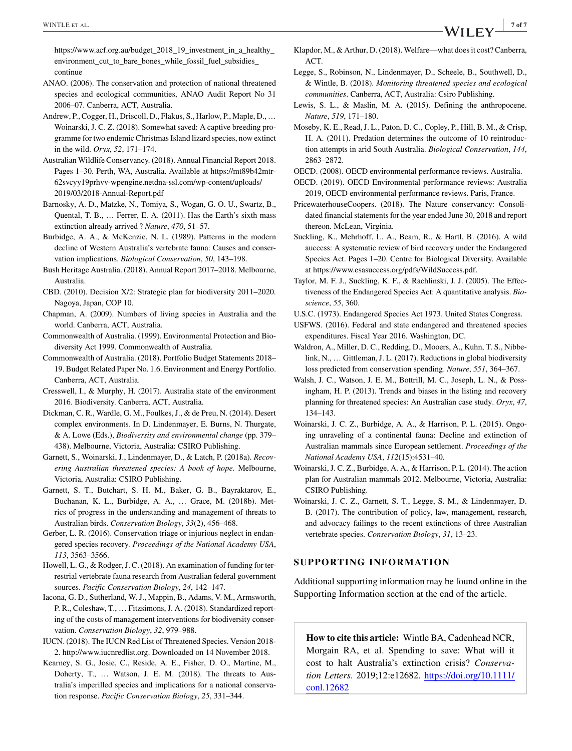https://www.acf.org.au/budget_2018_19_investment_in_a_healthy_environment_cut_to_bare_bones_while_fossil_fuel_subsidies_continue

ANAO. (2006). The conservation and protection of national threatened species and ecological communities, ANAO Audit Report No 31 2006–07. Canberra, ACT, Australia.

Andrew, P., Cogger, H., Driscoll, D., Flakus, S., Harlow, P., Maple, D., … Woinarski, J. C. Z. (2018). Somewhat saved: A captive breeding programme for two endemic Christmas Island lizard species, now extinct in the wild. *Oryx*, *52*, 171–174.

Australian Wildlife Conservancy. (2018). Annual Financial Report 2018. Pages 1–30. Perth, WA, Australia. Available at https://mt89b42mtr-62svcyy19prhvv-wpengine.netdna-ssl.com/wp-content/uploads/2019/03/2018-Annual-Report.pdf

Barnosky, A. D., Matzke, N., Tomiya, S., Wogan, G. O. U., Swartz, B., Quental, T. B., … Ferrer, E. A. (2011). Has the Earth's sixth mass extinction already arrived ? *Nature*, *470*, 51–57.

Burbidge, A. A., & McKenzie, N. L. (1989). Patterns in the modern decline of Western Australia's vertebrate fauna: Causes and conservation implications. *Biological Conservation*, *50*, 143–198.

Bush Heritage Australia. (2018). Annual Report 2017–2018. Melbourne, Australia.

CBD. (2010). Decision X/2: Strategic plan for biodiversity 2011–2020. Nagoya, Japan, COP 10.

Chapman, A. (2009). Numbers of living species in Australia and the world. Canberra, ACT, Australia.

Commonwealth of Australia. (1999). Environmental Protection and Biodiversity Act 1999. Commonwealth of Australia.

Commonwealth of Australia. (2018). Portfolio Budget Statements 2018–19. Budget Related Paper No. 1.6. Environment and Energy Portfolio. Canberra, ACT, Australia.

Cresswell, I., & Murphy, H. (2017). Australia state of the environment 2016. Biodiversity. Canberra, ACT, Australia.

Dickman, C. R., Wardle, G. M., Foulkes, J., & de Preu, N. (2014). Desert complex environments. In D. Lindenmayer, E. Burns, N. Thurgate, & A. Lowe (Eds.), *Biodiversity and environmental change* (pp. 379–438). Melbourne, Victoria, Australia: CSIRO Publishing.

Garnett, S., Woinarski, J., Lindenmayer, D., & Latch, P. (2018a). *Recovering Australian threatened species: A book of hope*. Melbourne, Victoria, Australia: CSIRO Publishing.

Garnett, S. T., Butchart, S. H. M., Baker, G. B., Bayraktarov, E., Buchanan, K. L., Burbidge, A. A., … Grace, M. (2018b). Metrics of progress in the understanding and management of threats to Australian birds. *Conservation Biology*, *33*(2), 456–468.

Gerber, L. R. (2016). Conservation triage or injurious neglect in endangered species recovery. *Proceedings of the National Academy USA*, *113*, 3563–3566.

Howell, L. G., & Rodger, J. C. (2018). An examination of funding for terrestrial vertebrate fauna research from Australian federal government sources. *Pacific Conservation Biology*, *24*, 142–147.

Iacona, G. D., Sutherland, W. J., Mappin, B., Adams, V. M., Armsworth, P. R., Coleshaw, T., … Fitzsimons, J. A. (2018). Standardized reporting of the costs of management interventions for biodiversity conservation. *Conservation Biology*, *32*, 979–988.

IUCN. (2018). The IUCN Red List of Threatened Species. Version 2018-2. http://www.iucnredlist.org. Downloaded on 14 November 2018.

Kearney, S. G., Josie, C., Reside, A. E., Fisher, D. O., Martine, M., Doherty, T., … Watson, J. E. M. (2018). The threats to Australia's imperilled species and implications for a national conservation response. *Pacific Conservation Biology*, *25*, 331–344.

Klapdor, M., & Arthur, D. (2018). Welfare—what does it cost? Canberra, ACT.

Legge, S., Robinson, N., Lindenmayer, D., Scheele, B., Southwell, D., & Wintle, B. (2018). *Monitoring threatened species and ecological communities*. Canberra, ACT, Australia: Csiro Publishing.

Lewis, S. L., & Maslin, M. A. (2015). Defining the anthropocene. *Nature*, *519*, 171–180.

Moseby, K. E., Read, J. L., Paton, D. C., Copley, P., Hill, B. M., & Crisp, H. A. (2011). Predation determines the outcome of 10 reintroduction attempts in arid South Australia. *Biological Conservation*, *144*, 2863–2872.

OECD. (2008). OECD environmental performance reviews. Australia.

OECD. (2019). OECD Environmental performance reviews: Australia 2019, OECD environmental performance reviews. Paris, France.

PricewaterhouseCoopers. (2018). The Nature conservancy: Consolidated financial statements for the year ended June 30, 2018 and report thereon. McLean, Virginia.

Suckling, K., Mehrhoff, L. A., Beam, R., & Hartl, B. (2016). A wild success: A systematic review of bird recovery under the Endangered Species Act. Pages 1–20. Centre for Biological Diversity. Available at https://www.esasuccess.org/pdfs/WildSuccess.pdf.

Taylor, M. F. J., Suckling, K. F., & Rachlinski, J. J. (2005). The Effectiveness of the Endangered Species Act: A quantitative analysis. *Bioscience*, *55*, 360.

U.S.C. (1973). Endangered Species Act 1973. United States Congress.

USFWS. (2016). Federal and state endangered and threatened species expenditures. Fiscal Year 2016. Washington, DC.

Waldron, A., Miller, D. C., Redding, D., Mooers, A., Kuhn, T. S., Nibbelink, N., … Gittleman, J. L. (2017). Reductions in global biodiversity loss predicted from conservation spending. *Nature*, *551*, 364–367.

Walsh, J. C., Watson, J. E. M., Bottrill, M. C., Joseph, L. N., & Possingham, H. P. (2013). Trends and biases in the listing and recovery planning for threatened species: An Australian case study. *Oryx*, *47*, 134–143.

Woinarski, J. C. Z., Burbidge, A. A., & Harrison, P. L. (2015). Ongoing unraveling of a continental fauna: Decline and extinction of Australian mammals since European settlement. *Proceedings of the National Academy USA*, *112*(15):4531–40.

Woinarski, J. C. Z., Burbidge, A. A., & Harrison, P. L. (2014). The action plan for Australian mammals 2012. Melbourne, Victoria, Australia: CSIRO Publishing.

Woinarski, J. C. Z., Garnett, S. T., Legge, S. M., & Lindenmayer, D. B. (2017). The contribution of policy, law, management, research, and advocacy failings to the recent extinctions of three Australian vertebrate species. *Conservation Biology*, *31*, 13–23.

## SUPPORTING INFORMATION

Additional supporting information may be found online in the Supporting Information section at the end of the article.

**How to cite this article:** Wintle BA, Cadenhead NCR, Morgain RA, et al. Spending to save: What will it cost to halt Australia's extinction crisis? *Conservation Letters*. 2019;12:e12682. https://doi.org/10.1111/conl.12682